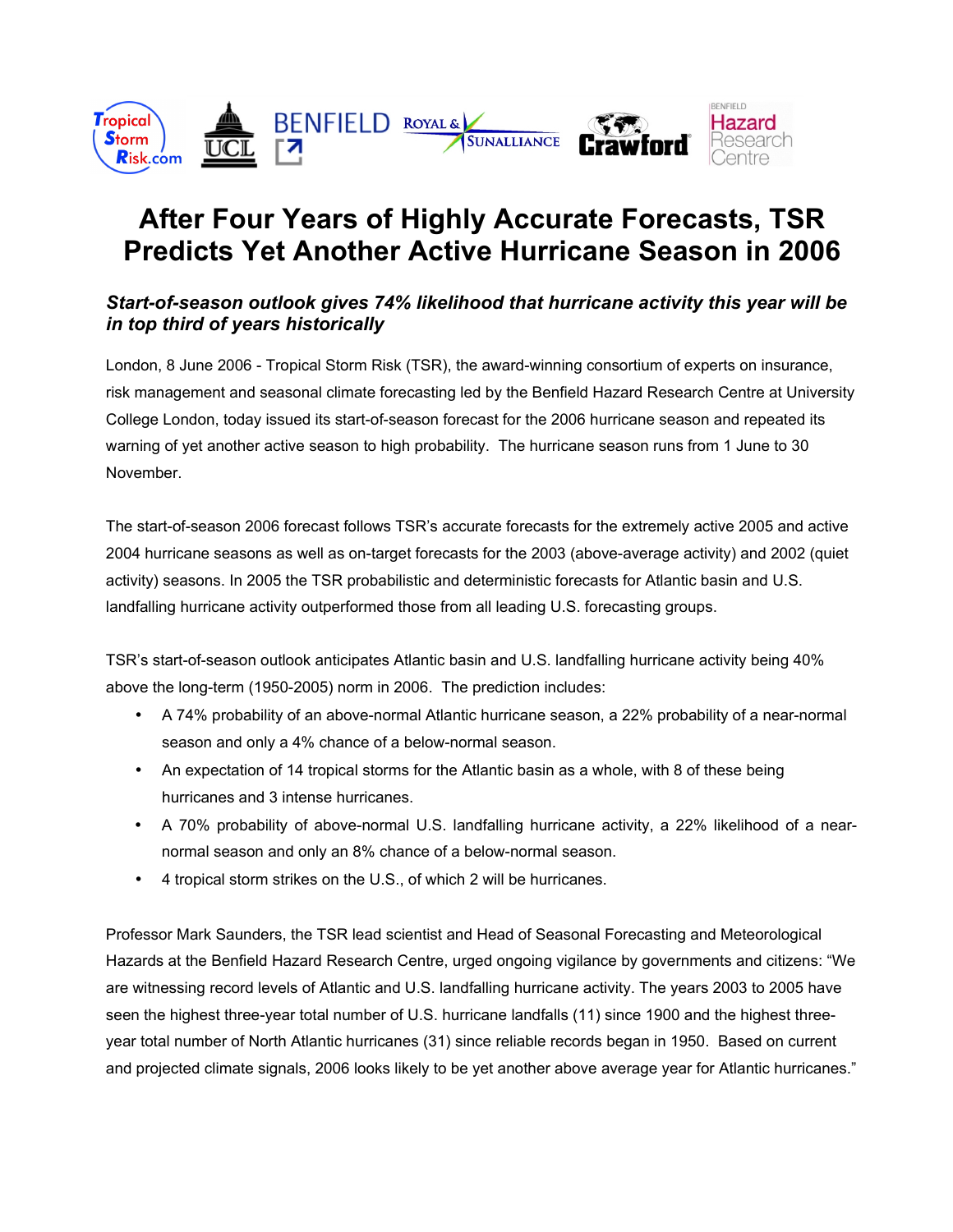# After Four Years of Highly Accurate Forecasts, TSR Predicts Yet Another Active Hurricane Season in 2006

***Start-of-season outlook gives 74% likelihood that hurricane activity this year will be in top third of years historically***

London, 8 June 2006 - Tropical Storm Risk (TSR), the award-winning consortium of experts on insurance, risk management and seasonal climate forecasting led by the Benfield Hazard Research Centre at University College London, today issued its start-of-season forecast for the 2006 hurricane season and repeated its warning of yet another active season to high probability. The hurricane season runs from 1 June to 30 November.

The start-of-season 2006 forecast follows TSR's accurate forecasts for the extremely active 2005 and active 2004 hurricane seasons as well as on-target forecasts for the 2003 (above-average activity) and 2002 (quiet activity) seasons. In 2005 the TSR probabilistic and deterministic forecasts for Atlantic basin and U.S. landfalling hurricane activity outperformed those from all leading U.S. forecasting groups.

TSR's start-of-season outlook anticipates Atlantic basin and U.S. landfalling hurricane activity being 40% above the long-term (1950-2005) norm in 2006. The prediction includes:

- A 74% probability of an above-normal Atlantic hurricane season, a 22% probability of a near-normal season and only a 4% chance of a below-normal season.
- An expectation of 14 tropical storms for the Atlantic basin as a whole, with 8 of these being hurricanes and 3 intense hurricanes.
- A 70% probability of above-normal U.S. landfalling hurricane activity, a 22% likelihood of a near-normal season and only an 8% chance of a below-normal season.
- 4 tropical storm strikes on the U.S., of which 2 will be hurricanes.

Professor Mark Saunders, the TSR lead scientist and Head of Seasonal Forecasting and Meteorological Hazards at the Benfield Hazard Research Centre, urged ongoing vigilance by governments and citizens: "We are witnessing record levels of Atlantic and U.S. landfalling hurricane activity. The years 2003 to 2005 have seen the highest three-year total number of U.S. hurricane landfalls (11) since 1900 and the highest three-year total number of North Atlantic hurricanes (31) since reliable records began in 1950. Based on current and projected climate signals, 2006 looks likely to be yet another above average year for Atlantic hurricanes."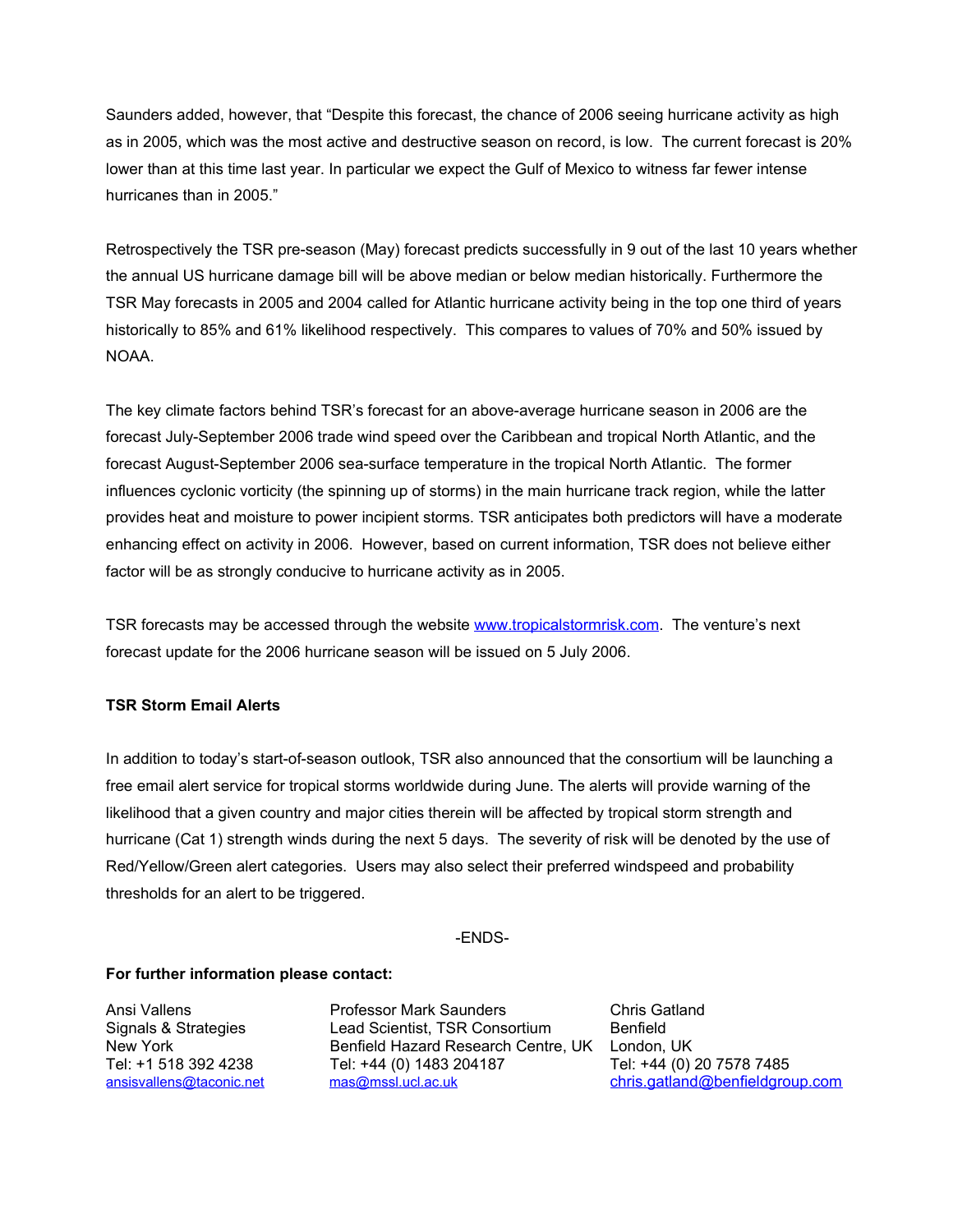Saunders added, however, that "Despite this forecast, the chance of 2006 seeing hurricane activity as high as in 2005, which was the most active and destructive season on record, is low. The current forecast is 20% lower than at this time last year. In particular we expect the Gulf of Mexico to witness far fewer intense hurricanes than in 2005."

Retrospectively the TSR pre-season (May) forecast predicts successfully in 9 out of the last 10 years whether the annual US hurricane damage bill will be above median or below median historically. Furthermore the TSR May forecasts in 2005 and 2004 called for Atlantic hurricane activity being in the top one third of years historically to 85% and 61% likelihood respectively. This compares to values of 70% and 50% issued by NOAA.

The key climate factors behind TSR's forecast for an above-average hurricane season in 2006 are the forecast July-September 2006 trade wind speed over the Caribbean and tropical North Atlantic, and the forecast August-September 2006 sea-surface temperature in the tropical North Atlantic. The former influences cyclonic vorticity (the spinning up of storms) in the main hurricane track region, while the latter provides heat and moisture to power incipient storms. TSR anticipates both predictors will have a moderate enhancing effect on activity in 2006. However, based on current information, TSR does not believe either factor will be as strongly conducive to hurricane activity as in 2005.

TSR forecasts may be accessed through the website [www.tropicalstormrisk.com](http://www.tropicalstormrisk.com). The venture's next forecast update for the 2006 hurricane season will be issued on 5 July 2006.

**TSR Storm Email Alerts**

In addition to today's start-of-season outlook, TSR also announced that the consortium will be launching a free email alert service for tropical storms worldwide during June. The alerts will provide warning of the likelihood that a given country and major cities therein will be affected by tropical storm strength and hurricane (Cat 1) strength winds during the next 5 days. The severity of risk will be denoted by the use of Red/Yellow/Green alert categories. Users may also select their preferred windspeed and probability thresholds for an alert to be triggered.

-ENDS-

**For further information please contact:**

Ansi Vallens
Signals & Strategies
New York
Tel: +1 518 392 4238
ansisvallens@taconic.net

Professor Mark Saunders
Lead Scientist, TSR Consortium
Benfield Hazard Research Centre, UK
Tel: +44 (0) 1483 204187
mas@mssl.ucl.ac.uk

Chris Gatland
Benfield
London, UK
Tel: +44 (0) 20 7578 7485
chris.gatland@benfieldgroup.com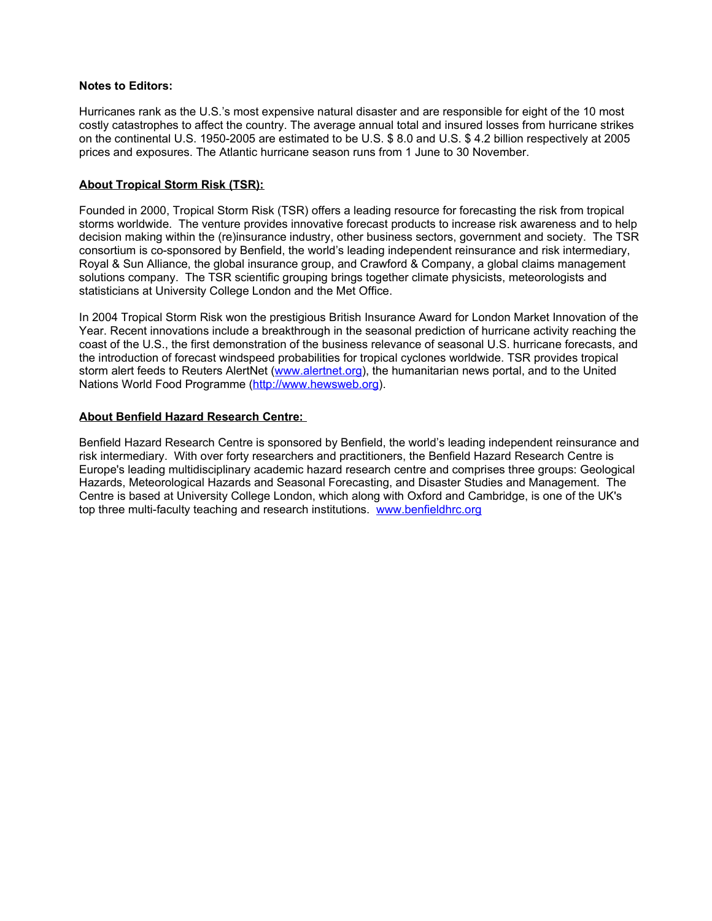**Notes to Editors:**

Hurricanes rank as the U.S.'s most expensive natural disaster and are responsible for eight of the 10 most costly catastrophes to affect the country. The average annual total and insured losses from hurricane strikes on the continental U.S. 1950-2005 are estimated to be U.S. $ 8.0 and U.S. $ 4.2 billion respectively at 2005 prices and exposures. The Atlantic hurricane season runs from 1 June to 30 November.

**About Tropical Storm Risk (TSR):**

Founded in 2000, Tropical Storm Risk (TSR) offers a leading resource for forecasting the risk from tropical storms worldwide. The venture provides innovative forecast products to increase risk awareness and to help decision making within the (re)insurance industry, other business sectors, government and society. The TSR consortium is co-sponsored by Benfield, the world's leading independent reinsurance and risk intermediary, Royal & Sun Alliance, the global insurance group, and Crawford & Company, a global claims management solutions company. The TSR scientific grouping brings together climate physicists, meteorologists and statisticians at University College London and the Met Office.

In 2004 Tropical Storm Risk won the prestigious British Insurance Award for London Market Innovation of the Year. Recent innovations include a breakthrough in the seasonal prediction of hurricane activity reaching the coast of the U.S., the first demonstration of the business relevance of seasonal U.S. hurricane forecasts, and the introduction of forecast windspeed probabilities for tropical cyclones worldwide. TSR provides tropical storm alert feeds to Reuters AlertNet (www.alertnet.org), the humanitarian news portal, and to the United Nations World Food Programme (http://www.hewsweb.org).

**About Benfield Hazard Research Centre:**

Benfield Hazard Research Centre is sponsored by Benfield, the world's leading independent reinsurance and risk intermediary. With over forty researchers and practitioners, the Benfield Hazard Research Centre is Europe's leading multidisciplinary academic hazard research centre and comprises three groups: Geological Hazards, Meteorological Hazards and Seasonal Forecasting, and Disaster Studies and Management. The Centre is based at University College London, which along with Oxford and Cambridge, is one of the UK's top three multi-faculty teaching and research institutions. www.benfieldhrc.org